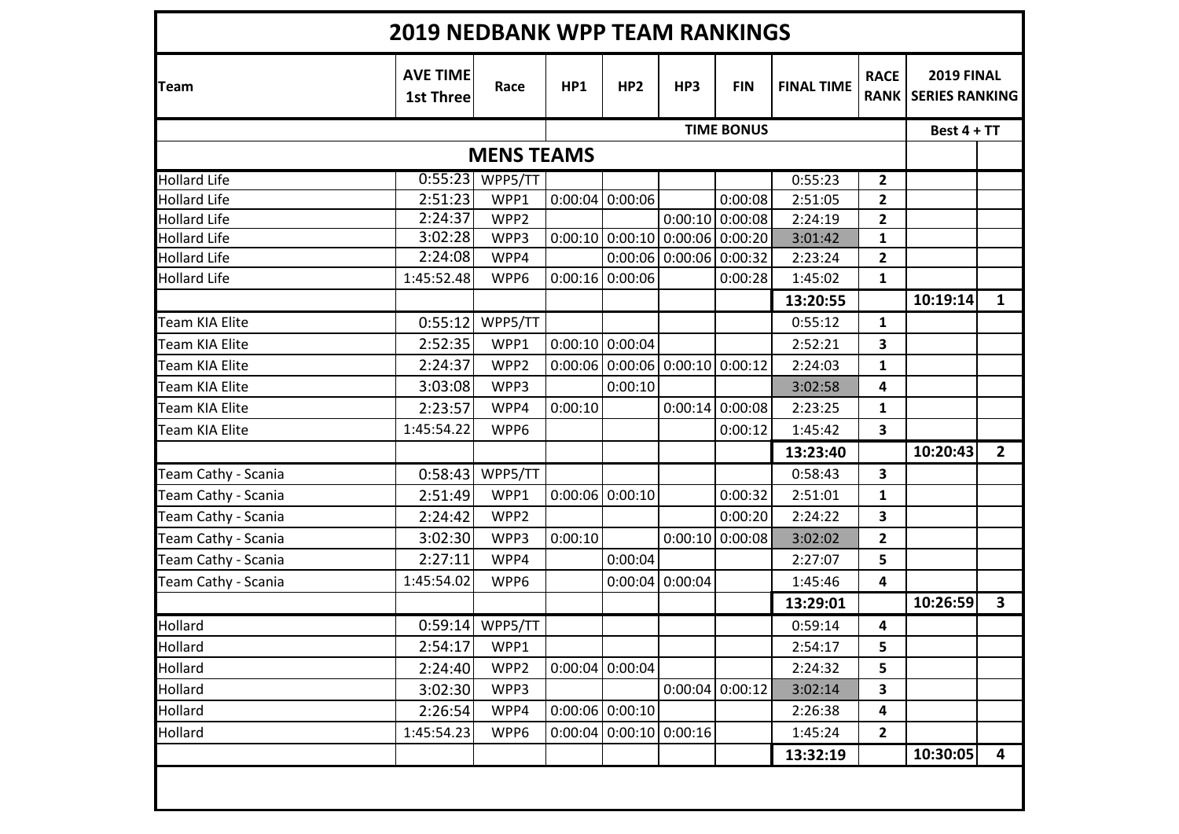# 2019 NEDBANK WPP TEAM RANKINGS

| Team | AVE TIME 1st Three | Race | HP1 | HP2 | HP3 | FIN | FINAL TIME | RACE RANK | 2019 FINAL SERIES RANKING | |
|---|---|---|---|---|---|---|---|---|---|---|
| | | | TIME BONUS | | | | | | Best 4 + TT | |
| **MENS TEAMS** | | | | | | | | | | |
| Hollard Life | 0:55:23 | WPP5/TT | | | | | 0:55:23 | **2** | | |
| Hollard Life | 2:51:23 | WPP1 | 0:00:04 | 0:00:06 | | 0:00:08 | 2:51:05 | **2** | | |
| Hollard Life | 2:24:37 | WPP2 | | | 0:00:10 | 0:00:08 | 2:24:19 | **2** | | |
| Hollard Life | 3:02:28 | WPP3 | 0:00:10 | 0:00:10 | 0:00:06 | 0:00:20 | 3:01:42 | **1** | | |
| Hollard Life | 2:24:08 | WPP4 | | 0:00:06 | 0:00:06 | 0:00:32 | 2:23:24 | **2** | | |
| Hollard Life | 1:45:52.48 | WPP6 | 0:00:16 | 0:00:06 | | 0:00:28 | 1:45:02 | **1** | | |
| | | | | | | | **13:20:55** | | **10:19:14** | **1** |
| Team KIA Elite | 0:55:12 | WPP5/TT | | | | | 0:55:12 | **1** | | |
| Team KIA Elite | 2:52:35 | WPP1 | 0:00:10 | 0:00:04 | | | 2:52:21 | **3** | | |
| Team KIA Elite | 2:24:37 | WPP2 | 0:00:06 | 0:00:06 | 0:00:10 | 0:00:12 | 2:24:03 | **1** | | |
| Team KIA Elite | 3:03:08 | WPP3 | | 0:00:10 | | | 3:02:58 | **4** | | |
| Team KIA Elite | 2:23:57 | WPP4 | 0:00:10 | | 0:00:14 | 0:00:08 | 2:23:25 | **1** | | |
| Team KIA Elite | 1:45:54.22 | WPP6 | | | | 0:00:12 | 1:45:42 | **3** | | |
| | | | | | | | **13:23:40** | | **10:20:43** | **2** |
| Team Cathy - Scania | 0:58:43 | WPP5/TT | | | | | 0:58:43 | **3** | | |
| Team Cathy - Scania | 2:51:49 | WPP1 | 0:00:06 | 0:00:10 | | 0:00:32 | 2:51:01 | **1** | | |
| Team Cathy - Scania | 2:24:42 | WPP2 | | | | 0:00:20 | 2:24:22 | **3** | | |
| Team Cathy - Scania | 3:02:30 | WPP3 | 0:00:10 | | 0:00:10 | 0:00:08 | 3:02:02 | **2** | | |
| Team Cathy - Scania | 2:27:11 | WPP4 | | 0:00:04 | | | 2:27:07 | **5** | | |
| Team Cathy - Scania | 1:45:54.02 | WPP6 | | 0:00:04 | 0:00:04 | | 1:45:46 | **4** | | |
| | | | | | | | **13:29:01** | | **10:26:59** | **3** |
| Hollard | 0:59:14 | WPP5/TT | | | | | 0:59:14 | **4** | | |
| Hollard | 2:54:17 | WPP1 | | | | | 2:54:17 | **5** | | |
| Hollard | 2:24:40 | WPP2 | 0:00:04 | 0:00:04 | | | 2:24:32 | **5** | | |
| Hollard | 3:02:30 | WPP3 | | | 0:00:04 | 0:00:12 | 3:02:14 | **3** | | |
| Hollard | 2:26:54 | WPP4 | 0:00:06 | 0:00:10 | | | 2:26:38 | **4** | | |
| Hollard | 1:45:54.23 | WPP6 | 0:00:04 | 0:00:10 | 0:00:16 | | 1:45:24 | **2** | | |
| | | | | | | | **13:32:19** | | **10:30:05** | **4** |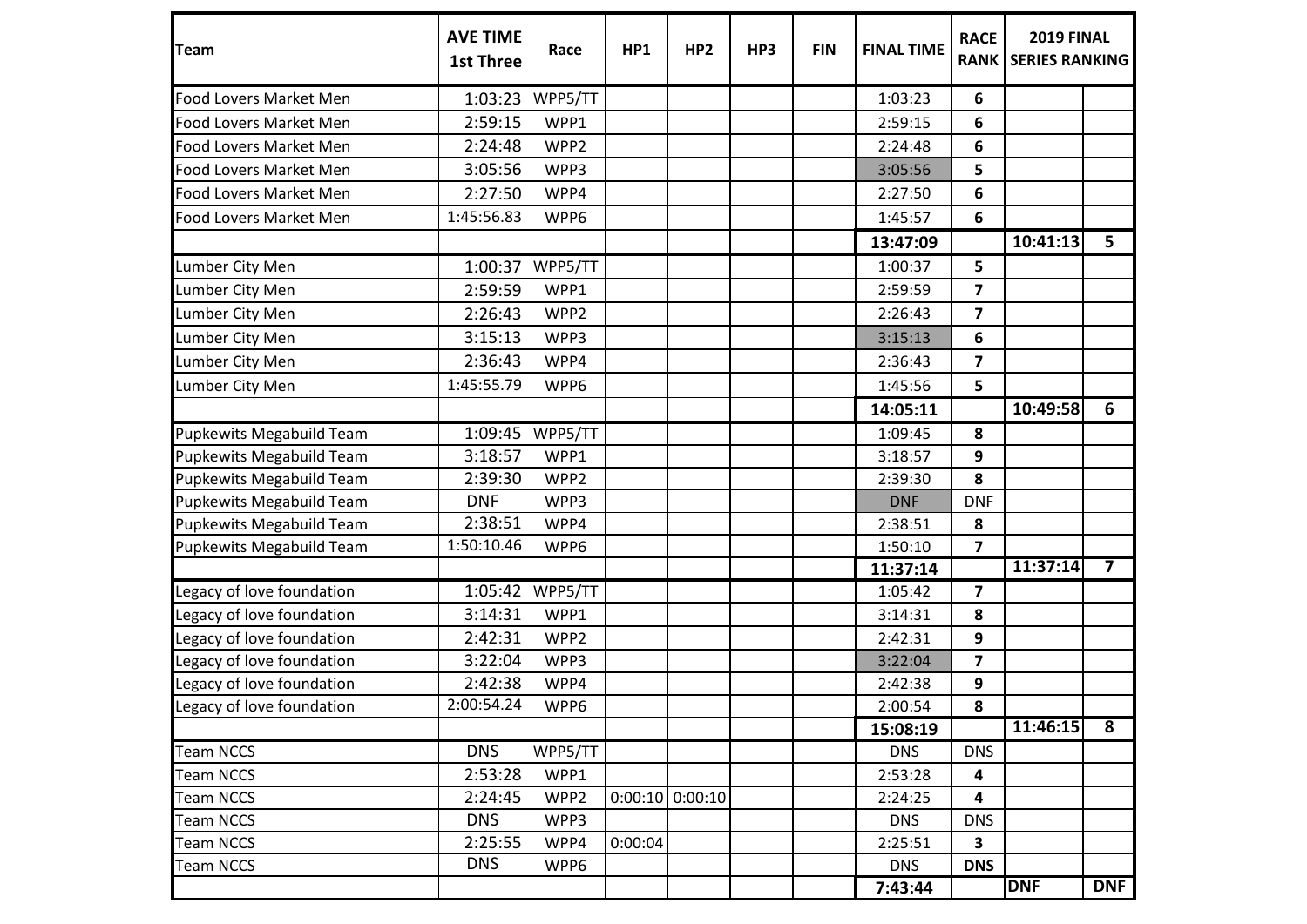| Team | AVE TIME 1st Three | Race | HP1 | HP2 | HP3 | FIN | FINAL TIME | RACE RANK | 2019 FINAL SERIES RANKING | |
|---|---|---|---|---|---|---|---|---|---|---|
| Food Lovers Market Men | 1:03:23 | WPP5/TT | | | | | 1:03:23 | 6 | | |
| Food Lovers Market Men | 2:59:15 | WPP1 | | | | | 2:59:15 | 6 | | |
| Food Lovers Market Men | 2:24:48 | WPP2 | | | | | 2:24:48 | 6 | | |
| Food Lovers Market Men | 3:05:56 | WPP3 | | | | | 3:05:56 | 5 | | |
| Food Lovers Market Men | 2:27:50 | WPP4 | | | | | 2:27:50 | 6 | | |
| Food Lovers Market Men | 1:45:56.83 | WPP6 | | | | | 1:45:57 | 6 | | |
| | | | | | | | **13:47:09** | | **10:41:13** | **5** |
| Lumber City Men | 1:00:37 | WPP5/TT | | | | | 1:00:37 | 5 | | |
| Lumber City Men | 2:59:59 | WPP1 | | | | | 2:59:59 | 7 | | |
| Lumber City Men | 2:26:43 | WPP2 | | | | | 2:26:43 | 7 | | |
| Lumber City Men | 3:15:13 | WPP3 | | | | | 3:15:13 | 6 | | |
| Lumber City Men | 2:36:43 | WPP4 | | | | | 2:36:43 | 7 | | |
| Lumber City Men | 1:45:55.79 | WPP6 | | | | | 1:45:56 | 5 | | |
| | | | | | | | **14:05:11** | | **10:49:58** | **6** |
| Pupkewits Megabuild Team | 1:09:45 | WPP5/TT | | | | | 1:09:45 | 8 | | |
| Pupkewits Megabuild Team | 3:18:57 | WPP1 | | | | | 3:18:57 | 9 | | |
| Pupkewits Megabuild Team | 2:39:30 | WPP2 | | | | | 2:39:30 | 8 | | |
| Pupkewits Megabuild Team | DNF | WPP3 | | | | | DNF | DNF | | |
| Pupkewits Megabuild Team | 2:38:51 | WPP4 | | | | | 2:38:51 | 8 | | |
| Pupkewits Megabuild Team | 1:50:10.46 | WPP6 | | | | | 1:50:10 | 7 | | |
| | | | | | | | **11:37:14** | | **11:37:14** | **7** |
| Legacy of love foundation | 1:05:42 | WPP5/TT | | | | | 1:05:42 | 7 | | |
| Legacy of love foundation | 3:14:31 | WPP1 | | | | | 3:14:31 | 8 | | |
| Legacy of love foundation | 2:42:31 | WPP2 | | | | | 2:42:31 | 9 | | |
| Legacy of love foundation | 3:22:04 | WPP3 | | | | | 3:22:04 | 7 | | |
| Legacy of love foundation | 2:42:38 | WPP4 | | | | | 2:42:38 | 9 | | |
| Legacy of love foundation | 2:00:54.24 | WPP6 | | | | | 2:00:54 | 8 | | |
| | | | | | | | **15:08:19** | | **11:46:15** | **8** |
| Team NCCS | DNS | WPP5/TT | | | | | DNS | DNS | | |
| Team NCCS | 2:53:28 | WPP1 | | | | | 2:53:28 | 4 | | |
| Team NCCS | 2:24:45 | WPP2 | 0:00:10 | 0:00:10 | | | 2:24:25 | 4 | | |
| Team NCCS | DNS | WPP3 | | | | | DNS | DNS | | |
| Team NCCS | 2:25:55 | WPP4 | 0:00:04 | | | | 2:25:51 | 3 | | |
| Team NCCS | DNS | WPP6 | | | | | DNS | **DNS** | | |
| | | | | | | | **7:43:44** | | **DNF** | **DNF** |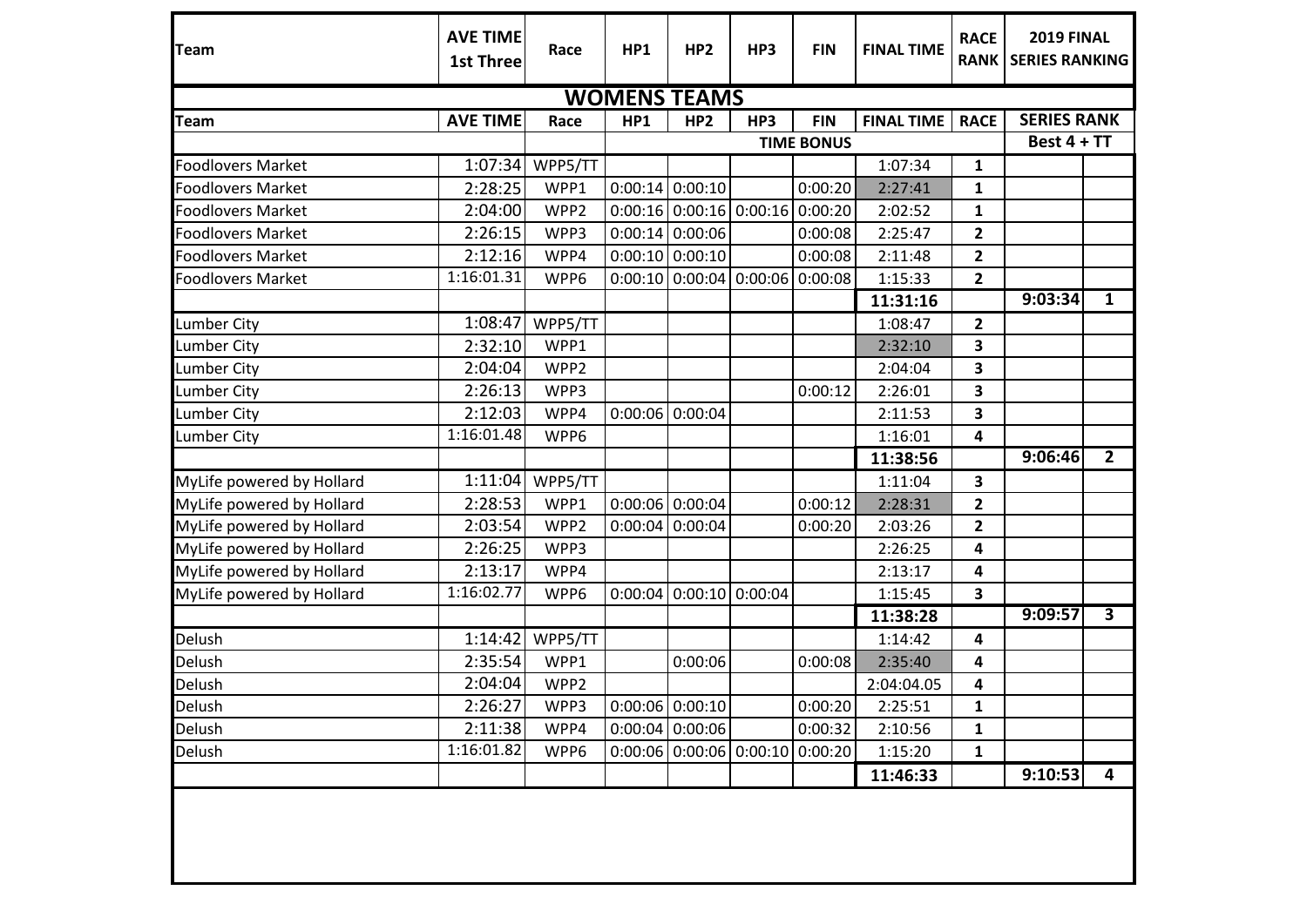| Team | AVE TIME 1st Three | Race | HP1 | HP2 | HP3 | FIN | FINAL TIME | RACE RANK | 2019 FINAL SERIES RANKING | |
|---|---|---|---|---|---|---|---|---|---|---|
| **WOMENS TEAMS** | | | | | | | | | | |
| Team | AVE TIME | Race | HP1 | HP2 | HP3 | FIN | FINAL TIME | RACE | SERIES RANK | |
| | | | | | | TIME BONUS | | | Best 4 + TT | |
| Foodlovers Market | 1:07:34 | WPP5/TT | | | | | 1:07:34 | 1 | | |
| Foodlovers Market | 2:28:25 | WPP1 | 0:00:14 | 0:00:10 | | 0:00:20 | 2:27:41 | 1 | | |
| Foodlovers Market | 2:04:00 | WPP2 | 0:00:16 | 0:00:16 | 0:00:16 | 0:00:20 | 2:02:52 | 1 | | |
| Foodlovers Market | 2:26:15 | WPP3 | 0:00:14 | 0:00:06 | | 0:00:08 | 2:25:47 | 2 | | |
| Foodlovers Market | 2:12:16 | WPP4 | 0:00:10 | 0:00:10 | | 0:00:08 | 2:11:48 | 2 | | |
| Foodlovers Market | 1:16:01.31 | WPP6 | 0:00:10 | 0:00:04 | 0:00:06 | 0:00:08 | 1:15:33 | 2 | | |
| | | | | | | | **11:31:16** | | **9:03:34** | **1** |
| Lumber City | 1:08:47 | WPP5/TT | | | | | 1:08:47 | 2 | | |
| Lumber City | 2:32:10 | WPP1 | | | | | 2:32:10 | 3 | | |
| Lumber City | 2:04:04 | WPP2 | | | | | 2:04:04 | 3 | | |
| Lumber City | 2:26:13 | WPP3 | | | | 0:00:12 | 2:26:01 | 3 | | |
| Lumber City | 2:12:03 | WPP4 | 0:00:06 | 0:00:04 | | | 2:11:53 | 3 | | |
| Lumber City | 1:16:01.48 | WPP6 | | | | | 1:16:01 | 4 | | |
| | | | | | | | **11:38:56** | | **9:06:46** | **2** |
| MyLife powered by Hollard | 1:11:04 | WPP5/TT | | | | | 1:11:04 | 3 | | |
| MyLife powered by Hollard | 2:28:53 | WPP1 | 0:00:06 | 0:00:04 | | 0:00:12 | 2:28:31 | 2 | | |
| MyLife powered by Hollard | 2:03:54 | WPP2 | 0:00:04 | 0:00:04 | | 0:00:20 | 2:03:26 | 2 | | |
| MyLife powered by Hollard | 2:26:25 | WPP3 | | | | | 2:26:25 | 4 | | |
| MyLife powered by Hollard | 2:13:17 | WPP4 | | | | | 2:13:17 | 4 | | |
| MyLife powered by Hollard | 1:16:02.77 | WPP6 | 0:00:04 | 0:00:10 | 0:00:04 | | 1:15:45 | 3 | | |
| | | | | | | | **11:38:28** | | **9:09:57** | **3** |
| Delush | 1:14:42 | WPP5/TT | | | | | 1:14:42 | 4 | | |
| Delush | 2:35:54 | WPP1 | | 0:00:06 | | 0:00:08 | 2:35:40 | 4 | | |
| Delush | 2:04:04 | WPP2 | | | | | 2:04:04.05 | 4 | | |
| Delush | 2:26:27 | WPP3 | 0:00:06 | 0:00:10 | | 0:00:20 | 2:25:51 | 1 | | |
| Delush | 2:11:38 | WPP4 | 0:00:04 | 0:00:06 | | 0:00:32 | 2:10:56 | 1 | | |
| Delush | 1:16:01.82 | WPP6 | 0:00:06 | 0:00:06 | 0:00:10 | 0:00:20 | 1:15:20 | 1 | | |
| | | | | | | | **11:46:33** | | **9:10:53** | **4** |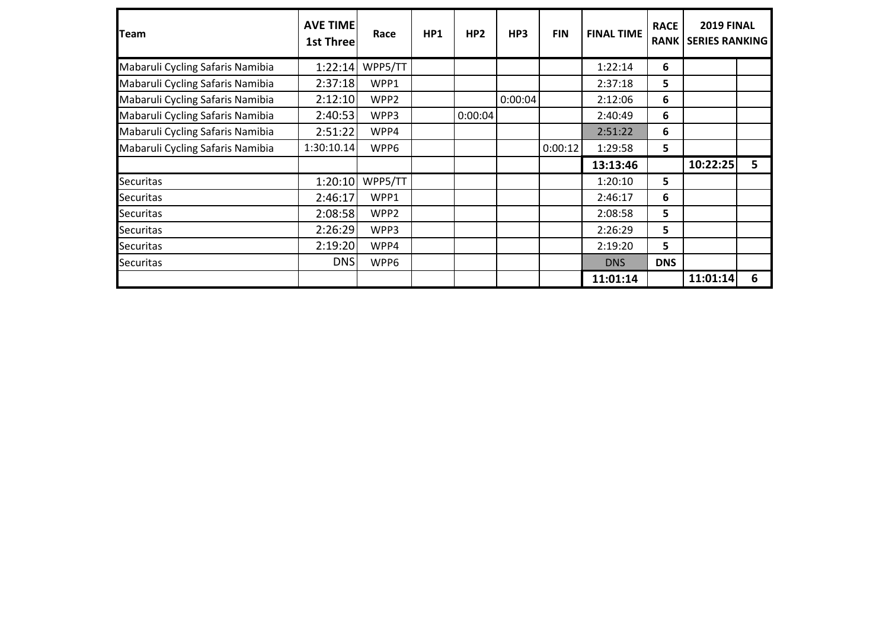| Team | AVE TIME 1st Three | Race | HP1 | HP2 | HP3 | FIN | FINAL TIME | RACE RANK | 2019 FINAL SERIES RANKING | |
|---|---|---|---|---|---|---|---|---|---|---|
| Mabaruli Cycling Safaris Namibia | 1:22:14 | WPP5/TT | | | | | 1:22:14 | 6 | | |
| Mabaruli Cycling Safaris Namibia | 2:37:18 | WPP1 | | | | | 2:37:18 | 5 | | |
| Mabaruli Cycling Safaris Namibia | 2:12:10 | WPP2 | | | 0:00:04 | | 2:12:06 | 6 | | |
| Mabaruli Cycling Safaris Namibia | 2:40:53 | WPP3 | | 0:00:04 | | | 2:40:49 | 6 | | |
| Mabaruli Cycling Safaris Namibia | 2:51:22 | WPP4 | | | | | 2:51:22 | 6 | | |
| Mabaruli Cycling Safaris Namibia | 1:30:10.14 | WPP6 | | | | 0:00:12 | 1:29:58 | 5 | | |
| | | | | | | | **13:13:46** | | **10:22:25** | **5** |
| Securitas | 1:20:10 | WPP5/TT | | | | | 1:20:10 | 5 | | |
| Securitas | 2:46:17 | WPP1 | | | | | 2:46:17 | 6 | | |
| Securitas | 2:08:58 | WPP2 | | | | | 2:08:58 | 5 | | |
| Securitas | 2:26:29 | WPP3 | | | | | 2:26:29 | 5 | | |
| Securitas | 2:19:20 | WPP4 | | | | | 2:19:20 | 5 | | |
| Securitas | DNS | WPP6 | | | | | DNS | **DNS** | | |
| | | | | | | | **11:01:14** | | **11:01:14** | **6** |